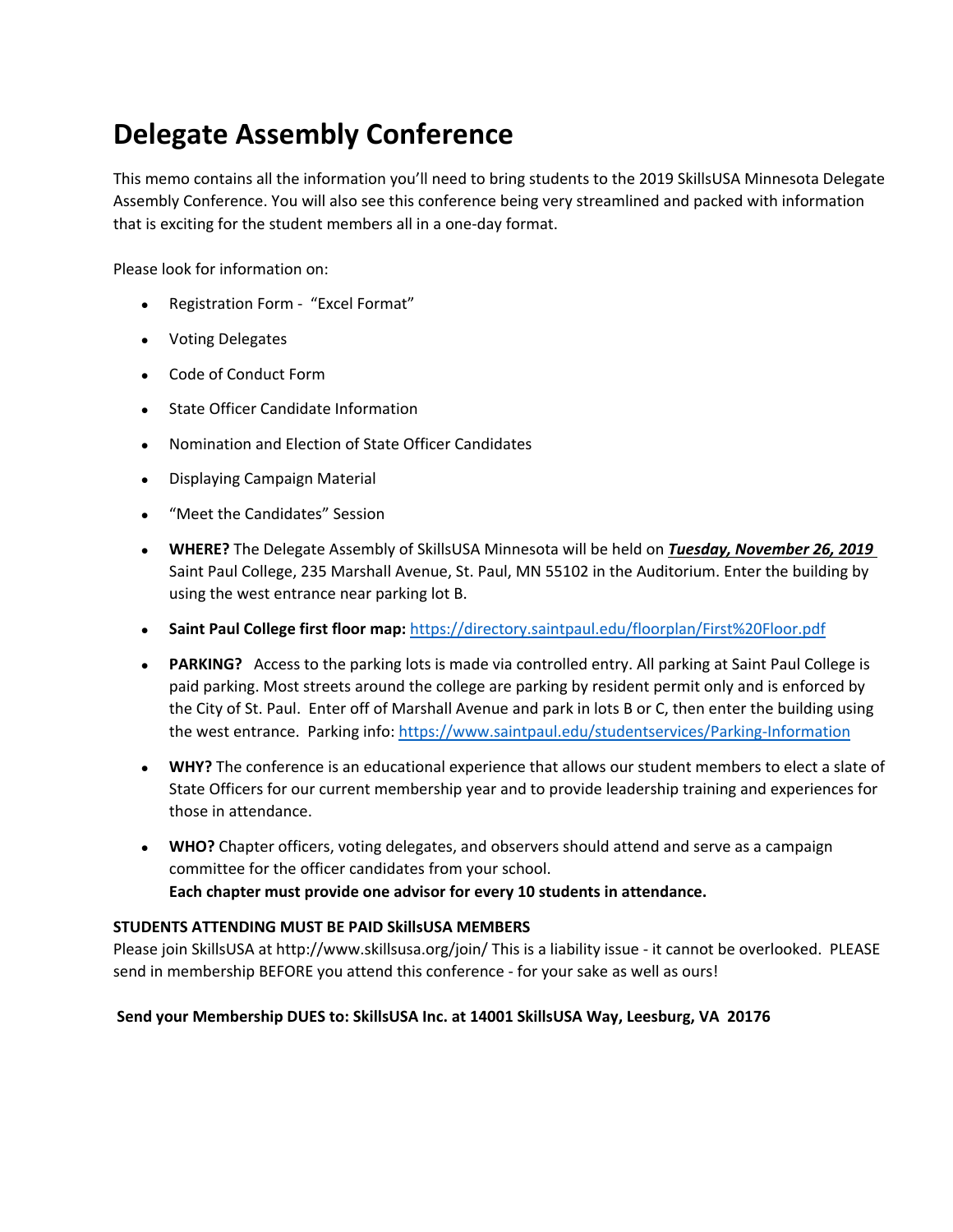# Delegate Assembly Conference

This memo contains all the information you'll need to bring students to the 2019 SkillsUSA Minnesota Delegate Assembly Conference. You will also see this conference being very streamlined and packed with information that is exciting for the student members all in a one-day format.

Please look for information on:

- Registration Form - "Excel Format"
- Voting Delegates
- Code of Conduct Form
- State Officer Candidate Information
- Nomination and Election of State Officer Candidates
- Displaying Campaign Material
- "Meet the Candidates" Session
- **WHERE?** The Delegate Assembly of SkillsUSA Minnesota will be held on ***Tuesday, November 26, 2019*** Saint Paul College, 235 Marshall Avenue, St. Paul, MN 55102 in the Auditorium. Enter the building by using the west entrance near parking lot B.
- **Saint Paul College first floor map:** https://directory.saintpaul.edu/floorplan/First%20Floor.pdf
- **PARKING?** Access to the parking lots is made via controlled entry. All parking at Saint Paul College is paid parking. Most streets around the college are parking by resident permit only and is enforced by the City of St. Paul. Enter off of Marshall Avenue and park in lots B or C, then enter the building using the west entrance. Parking info: https://www.saintpaul.edu/studentservices/Parking-Information
- **WHY?** The conference is an educational experience that allows our student members to elect a slate of State Officers for our current membership year and to provide leadership training and experiences for those in attendance.
- **WHO?** Chapter officers, voting delegates, and observers should attend and serve as a campaign committee for the officer candidates from your school.
  **Each chapter must provide one advisor for every 10 students in attendance.**

**STUDENTS ATTENDING MUST BE PAID SkillsUSA MEMBERS**
Please join SkillsUSA at http://www.skillsusa.org/join/ This is a liability issue - it cannot be overlooked. PLEASE send in membership BEFORE you attend this conference - for your sake as well as ours!

**Send your Membership DUES to: SkillsUSA Inc. at 14001 SkillsUSA Way, Leesburg, VA 20176**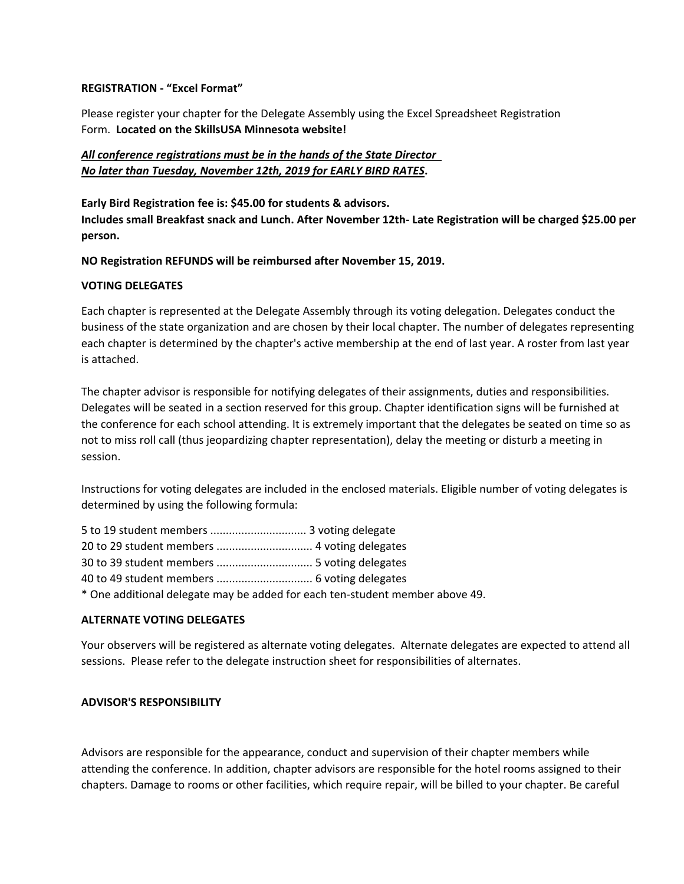**REGISTRATION - "Excel Format"**

Please register your chapter for the Delegate Assembly using the Excel Spreadsheet Registration Form. **Located on the SkillsUSA Minnesota website!**

***All conference registrations must be in the hands of the State Director No later than Tuesday, November 12th, 2019 for EARLY BIRD RATES.***

**Early Bird Registration fee is: $45.00 for students & advisors.**
**Includes small Breakfast snack and Lunch. After November 12th- Late Registration will be charged $25.00 per person.**

**NO Registration REFUNDS will be reimbursed after November 15, 2019.**

**VOTING DELEGATES**

Each chapter is represented at the Delegate Assembly through its voting delegation. Delegates conduct the business of the state organization and are chosen by their local chapter. The number of delegates representing each chapter is determined by the chapter's active membership at the end of last year. A roster from last year is attached.

The chapter advisor is responsible for notifying delegates of their assignments, duties and responsibilities. Delegates will be seated in a section reserved for this group. Chapter identification signs will be furnished at the conference for each school attending. It is extremely important that the delegates be seated on time so as not to miss roll call (thus jeopardizing chapter representation), delay the meeting or disturb a meeting in session.

Instructions for voting delegates are included in the enclosed materials. Eligible number of voting delegates is determined by using the following formula:

5 to 19 student members .............................. 3 voting delegate
20 to 29 student members .............................. 4 voting delegates
30 to 39 student members .............................. 5 voting delegates
40 to 49 student members .............................. 6 voting delegates
* One additional delegate may be added for each ten-student member above 49.

**ALTERNATE VOTING DELEGATES**

Your observers will be registered as alternate voting delegates. Alternate delegates are expected to attend all sessions. Please refer to the delegate instruction sheet for responsibilities of alternates.

**ADVISOR'S RESPONSIBILITY**

Advisors are responsible for the appearance, conduct and supervision of their chapter members while attending the conference. In addition, chapter advisors are responsible for the hotel rooms assigned to their chapters. Damage to rooms or other facilities, which require repair, will be billed to your chapter. Be careful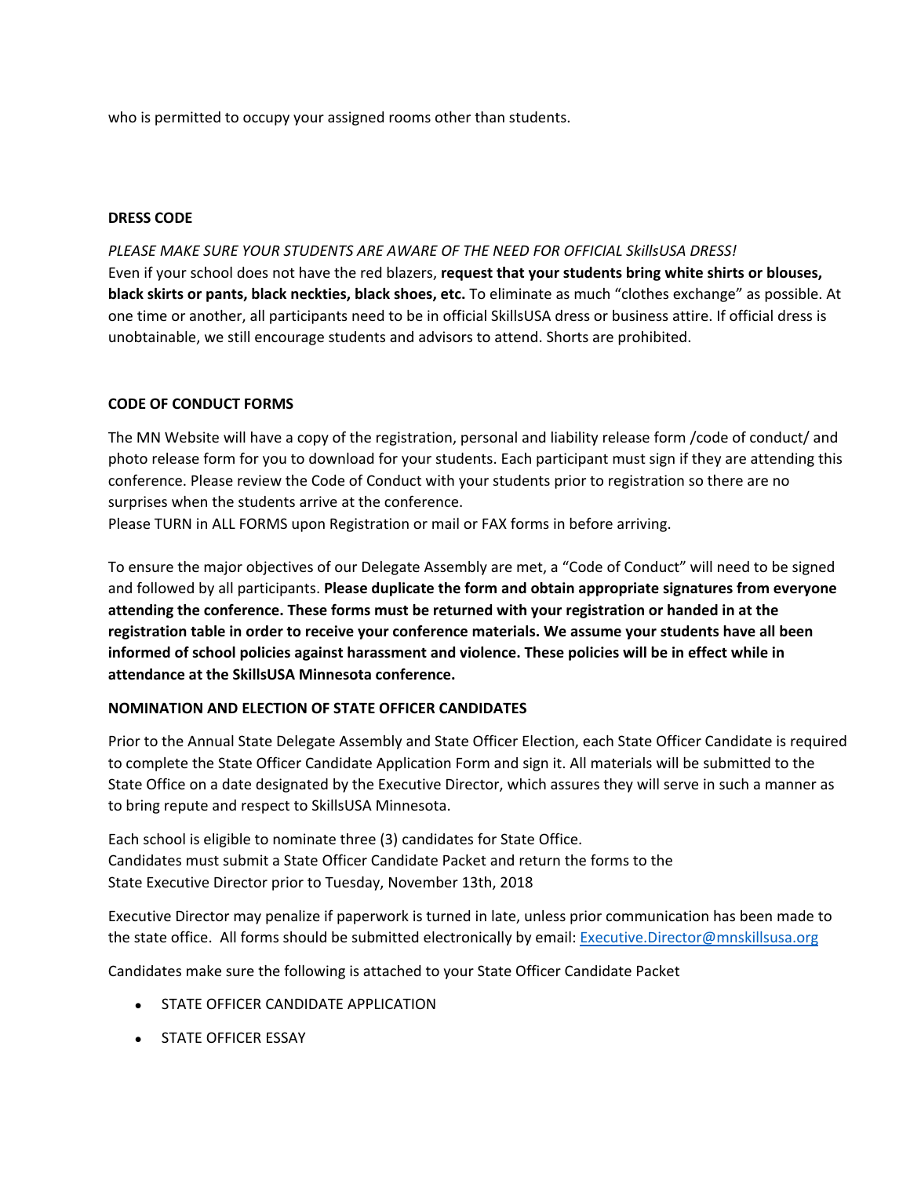who is permitted to occupy your assigned rooms other than students.

**DRESS CODE**

*PLEASE MAKE SURE YOUR STUDENTS ARE AWARE OF THE NEED FOR OFFICIAL SkillsUSA DRESS!*
Even if your school does not have the red blazers, **request that your students bring white shirts or blouses, black skirts or pants, black neckties, black shoes, etc.** To eliminate as much "clothes exchange" as possible. At one time or another, all participants need to be in official SkillsUSA dress or business attire. If official dress is unobtainable, we still encourage students and advisors to attend. Shorts are prohibited.

**CODE OF CONDUCT FORMS**

The MN Website will have a copy of the registration, personal and liability release form /code of conduct/ and photo release form for you to download for your students. Each participant must sign if they are attending this conference. Please review the Code of Conduct with your students prior to registration so there are no surprises when the students arrive at the conference.
Please TURN in ALL FORMS upon Registration or mail or FAX forms in before arriving.

To ensure the major objectives of our Delegate Assembly are met, a "Code of Conduct" will need to be signed and followed by all participants. **Please duplicate the form and obtain appropriate signatures from everyone attending the conference. These forms must be returned with your registration or handed in at the registration table in order to receive your conference materials. We assume your students have all been informed of school policies against harassment and violence. These policies will be in effect while in attendance at the SkillsUSA Minnesota conference.**

**NOMINATION AND ELECTION OF STATE OFFICER CANDIDATES**

Prior to the Annual State Delegate Assembly and State Officer Election, each State Officer Candidate is required to complete the State Officer Candidate Application Form and sign it. All materials will be submitted to the State Office on a date designated by the Executive Director, which assures they will serve in such a manner as to bring repute and respect to SkillsUSA Minnesota.

Each school is eligible to nominate three (3) candidates for State Office.
Candidates must submit a State Officer Candidate Packet and return the forms to the State Executive Director prior to Tuesday, November 13th, 2018

Executive Director may penalize if paperwork is turned in late, unless prior communication has been made to the state office. All forms should be submitted electronically by email: Executive.Director@mnskillsusa.org

Candidates make sure the following is attached to your State Officer Candidate Packet

- STATE OFFICER CANDIDATE APPLICATION
- STATE OFFICER ESSAY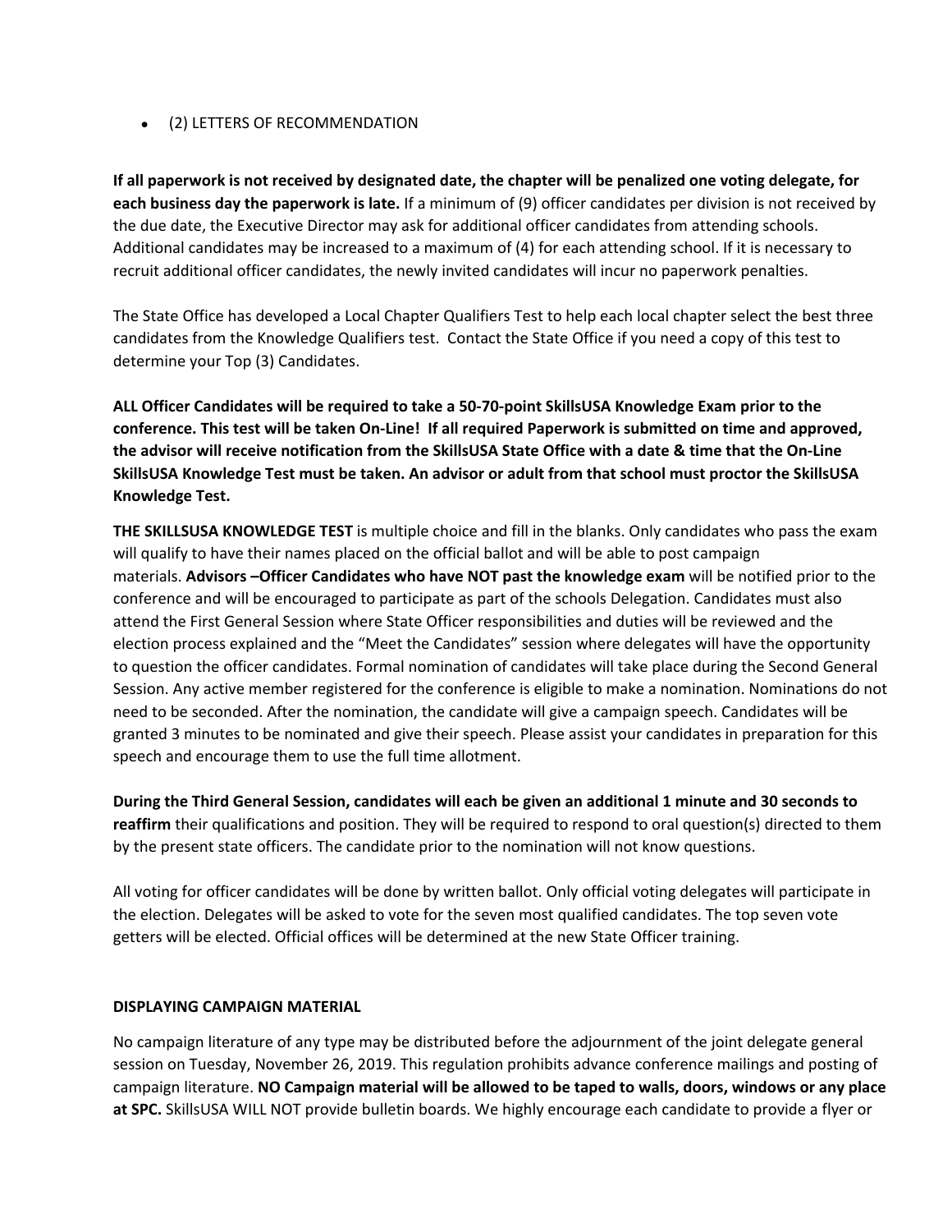- (2) LETTERS OF RECOMMENDATION

**If all paperwork is not received by designated date, the chapter will be penalized one voting delegate, for each business day the paperwork is late.** If a minimum of (9) officer candidates per division is not received by the due date, the Executive Director may ask for additional officer candidates from attending schools. Additional candidates may be increased to a maximum of (4) for each attending school. If it is necessary to recruit additional officer candidates, the newly invited candidates will incur no paperwork penalties.

The State Office has developed a Local Chapter Qualifiers Test to help each local chapter select the best three candidates from the Knowledge Qualifiers test. Contact the State Office if you need a copy of this test to determine your Top (3) Candidates.

**ALL Officer Candidates will be required to take a 50-70-point SkillsUSA Knowledge Exam prior to the conference. This test will be taken On-Line! If all required Paperwork is submitted on time and approved, the advisor will receive notification from the SkillsUSA State Office with a date & time that the On-Line SkillsUSA Knowledge Test must be taken. An advisor or adult from that school must proctor the SkillsUSA Knowledge Test.**

**THE SKILLSUSA KNOWLEDGE TEST** is multiple choice and fill in the blanks. Only candidates who pass the exam will qualify to have their names placed on the official ballot and will be able to post campaign materials. **Advisors –Officer Candidates who have NOT past the knowledge exam** will be notified prior to the conference and will be encouraged to participate as part of the schools Delegation. Candidates must also attend the First General Session where State Officer responsibilities and duties will be reviewed and the election process explained and the "Meet the Candidates" session where delegates will have the opportunity to question the officer candidates. Formal nomination of candidates will take place during the Second General Session. Any active member registered for the conference is eligible to make a nomination. Nominations do not need to be seconded. After the nomination, the candidate will give a campaign speech. Candidates will be granted 3 minutes to be nominated and give their speech. Please assist your candidates in preparation for this speech and encourage them to use the full time allotment.

**During the Third General Session, candidates will each be given an additional 1 minute and 30 seconds to reaffirm** their qualifications and position. They will be required to respond to oral question(s) directed to them by the present state officers. The candidate prior to the nomination will not know questions.

All voting for officer candidates will be done by written ballot. Only official voting delegates will participate in the election. Delegates will be asked to vote for the seven most qualified candidates. The top seven vote getters will be elected. Official offices will be determined at the new State Officer training.

**DISPLAYING CAMPAIGN MATERIAL**

No campaign literature of any type may be distributed before the adjournment of the joint delegate general session on Tuesday, November 26, 2019. This regulation prohibits advance conference mailings and posting of campaign literature. **NO Campaign material will be allowed to be taped to walls, doors, windows or any place at SPC.** SkillsUSA WILL NOT provide bulletin boards. We highly encourage each candidate to provide a flyer or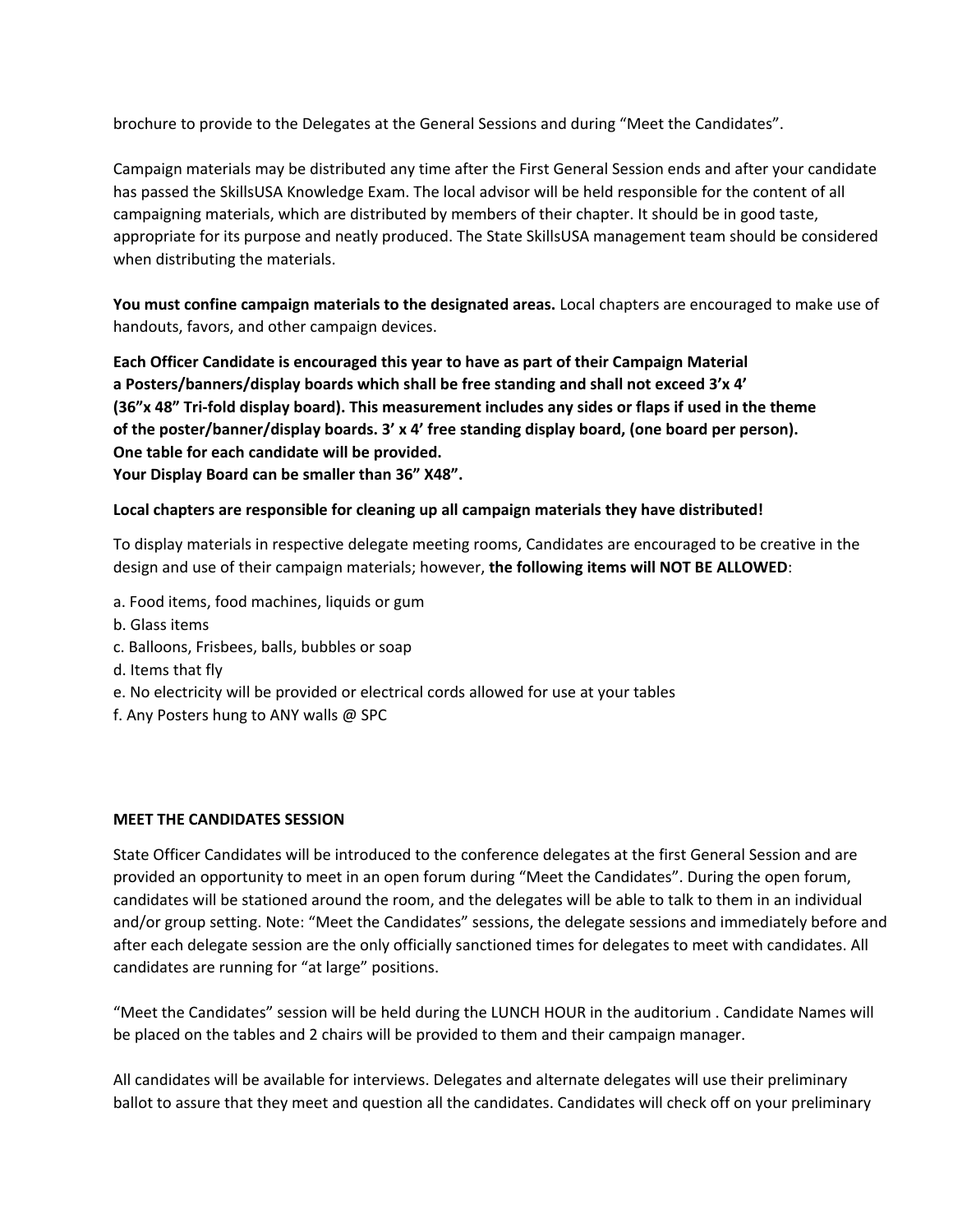brochure to provide to the Delegates at the General Sessions and during "Meet the Candidates".

Campaign materials may be distributed any time after the First General Session ends and after your candidate has passed the SkillsUSA Knowledge Exam. The local advisor will be held responsible for the content of all campaigning materials, which are distributed by members of their chapter. It should be in good taste, appropriate for its purpose and neatly produced. The State SkillsUSA management team should be considered when distributing the materials.

**You must confine campaign materials to the designated areas.** Local chapters are encouraged to make use of handouts, favors, and other campaign devices.

**Each Officer Candidate is encouraged this year to have as part of their Campaign Material a Posters/banners/display boards which shall be free standing and shall not exceed 3'x 4' (36"x 48" Tri-fold display board). This measurement includes any sides or flaps if used in the theme of the poster/banner/display boards. 3' x 4' free standing display board, (one board per person). One table for each candidate will be provided.**
**Your Display Board can be smaller than 36" X48".**

**Local chapters are responsible for cleaning up all campaign materials they have distributed!**

To display materials in respective delegate meeting rooms, Candidates are encouraged to be creative in the design and use of their campaign materials; however, **the following items will NOT BE ALLOWED**:

a. Food items, food machines, liquids or gum
b. Glass items
c. Balloons, Frisbees, balls, bubbles or soap
d. Items that fly
e. No electricity will be provided or electrical cords allowed for use at your tables
f. Any Posters hung to ANY walls @ SPC

**MEET THE CANDIDATES SESSION**

State Officer Candidates will be introduced to the conference delegates at the first General Session and are provided an opportunity to meet in an open forum during "Meet the Candidates". During the open forum, candidates will be stationed around the room, and the delegates will be able to talk to them in an individual and/or group setting. Note: "Meet the Candidates" sessions, the delegate sessions and immediately before and after each delegate session are the only officially sanctioned times for delegates to meet with candidates. All candidates are running for "at large" positions.

"Meet the Candidates" session will be held during the LUNCH HOUR in the auditorium . Candidate Names will be placed on the tables and 2 chairs will be provided to them and their campaign manager.

All candidates will be available for interviews. Delegates and alternate delegates will use their preliminary ballot to assure that they meet and question all the candidates. Candidates will check off on your preliminary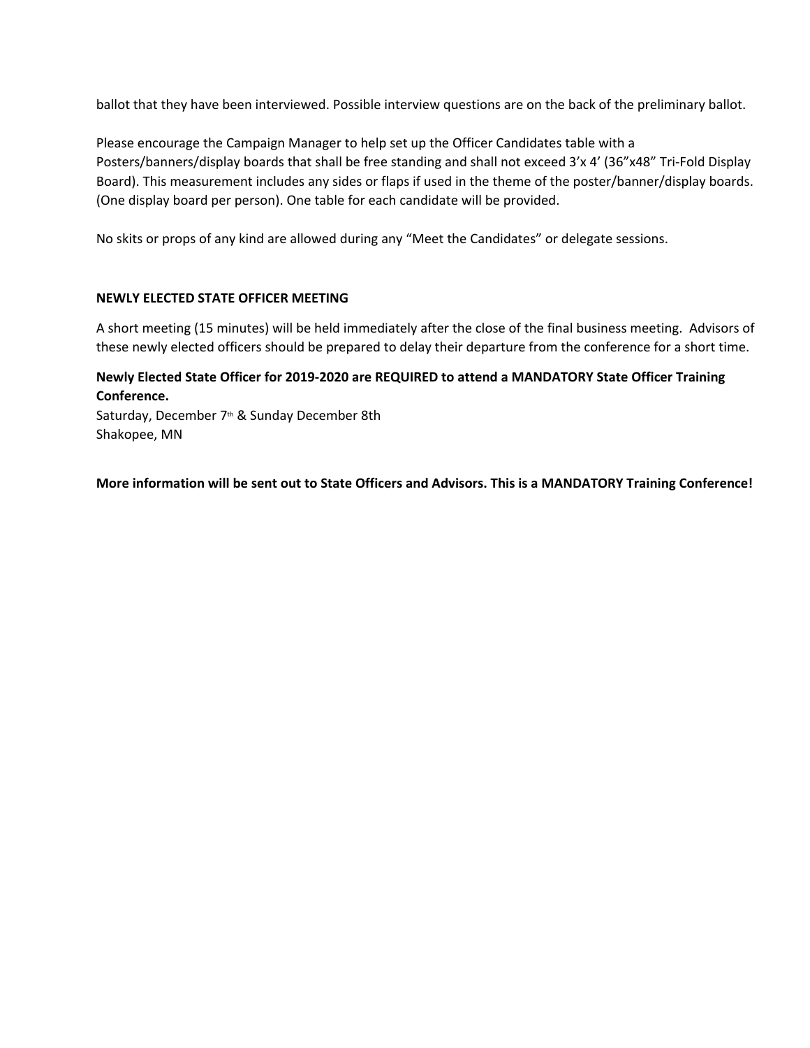ballot that they have been interviewed. Possible interview questions are on the back of the preliminary ballot.

Please encourage the Campaign Manager to help set up the Officer Candidates table with a Posters/banners/display boards that shall be free standing and shall not exceed 3'x 4' (36"x48" Tri-Fold Display Board). This measurement includes any sides or flaps if used in the theme of the poster/banner/display boards. (One display board per person). One table for each candidate will be provided.

No skits or props of any kind are allowed during any "Meet the Candidates" or delegate sessions.

**NEWLY ELECTED STATE OFFICER MEETING**

A short meeting (15 minutes) will be held immediately after the close of the final business meeting. Advisors of these newly elected officers should be prepared to delay their departure from the conference for a short time.

**Newly Elected State Officer for 2019-2020 are REQUIRED to attend a MANDATORY State Officer Training Conference.**

Saturday, December 7th & Sunday December 8th
Shakopee, MN

**More information will be sent out to State Officers and Advisors. This is a MANDATORY Training Conference!**